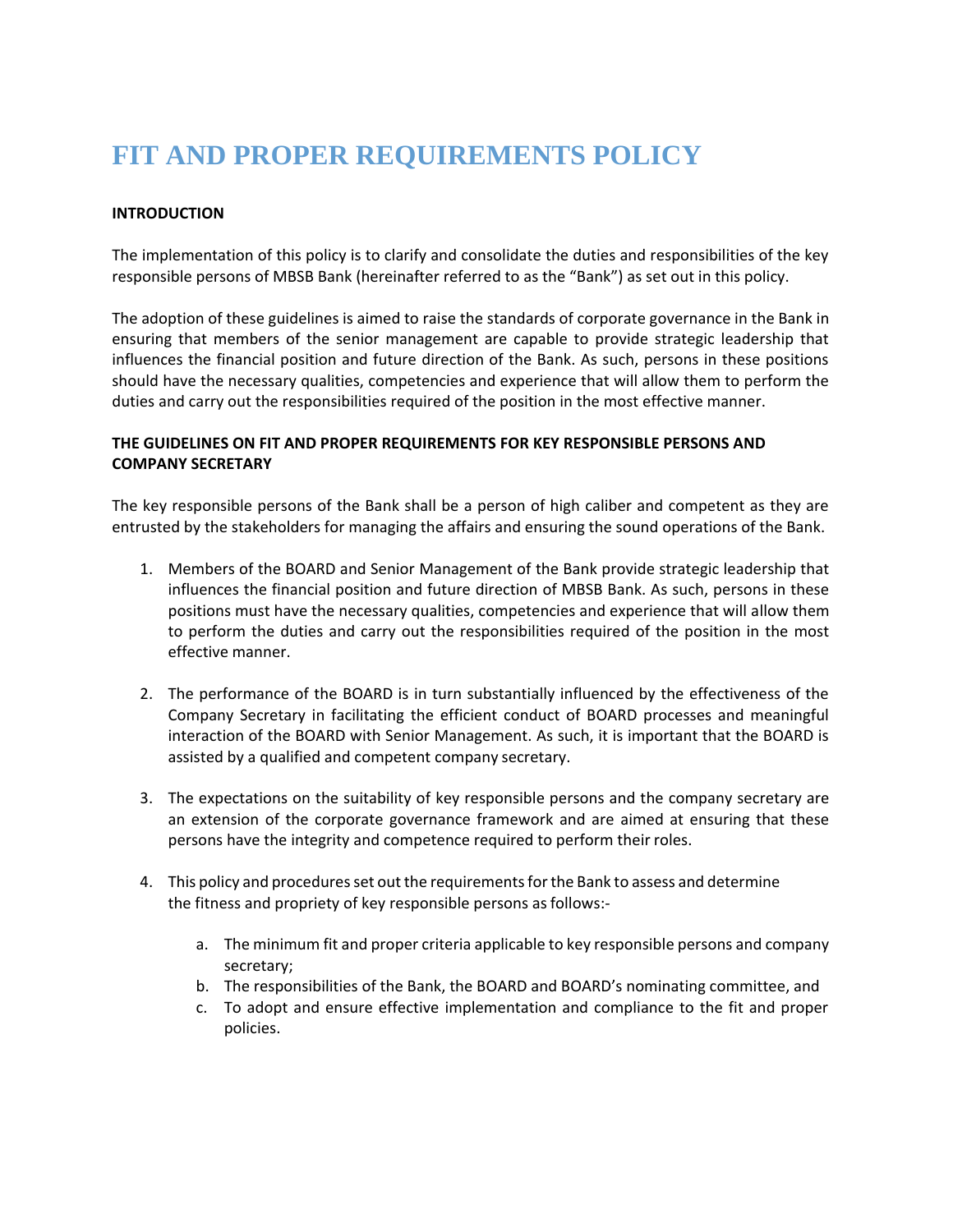# FIT AND PROPER REQUIREMENTS POLICY

**INTRODUCTION**

The implementation of this policy is to clarify and consolidate the duties and responsibilities of the key responsible persons of MBSB Bank (hereinafter referred to as the "Bank") as set out in this policy.

The adoption of these guidelines is aimed to raise the standards of corporate governance in the Bank in ensuring that members of the senior management are capable to provide strategic leadership that influences the financial position and future direction of the Bank. As such, persons in these positions should have the necessary qualities, competencies and experience that will allow them to perform the duties and carry out the responsibilities required of the position in the most effective manner.

**THE GUIDELINES ON FIT AND PROPER REQUIREMENTS FOR KEY RESPONSIBLE PERSONS AND COMPANY SECRETARY**

The key responsible persons of the Bank shall be a person of high caliber and competent as they are entrusted by the stakeholders for managing the affairs and ensuring the sound operations of the Bank.

1. Members of the BOARD and Senior Management of the Bank provide strategic leadership that influences the financial position and future direction of MBSB Bank. As such, persons in these positions must have the necessary qualities, competencies and experience that will allow them to perform the duties and carry out the responsibilities required of the position in the most effective manner.

2. The performance of the BOARD is in turn substantially influenced by the effectiveness of the Company Secretary in facilitating the efficient conduct of BOARD processes and meaningful interaction of the BOARD with Senior Management. As such, it is important that the BOARD is assisted by a qualified and competent company secretary.

3. The expectations on the suitability of key responsible persons and the company secretary are an extension of the corporate governance framework and are aimed at ensuring that these persons have the integrity and competence required to perform their roles.

4. This policy and procedures set out the requirements for the Bank to assess and determine the fitness and propriety of key responsible persons as follows:-

   a. The minimum fit and proper criteria applicable to key responsible persons and company secretary;
   b. The responsibilities of the Bank, the BOARD and BOARD's nominating committee, and
   c. To adopt and ensure effective implementation and compliance to the fit and proper policies.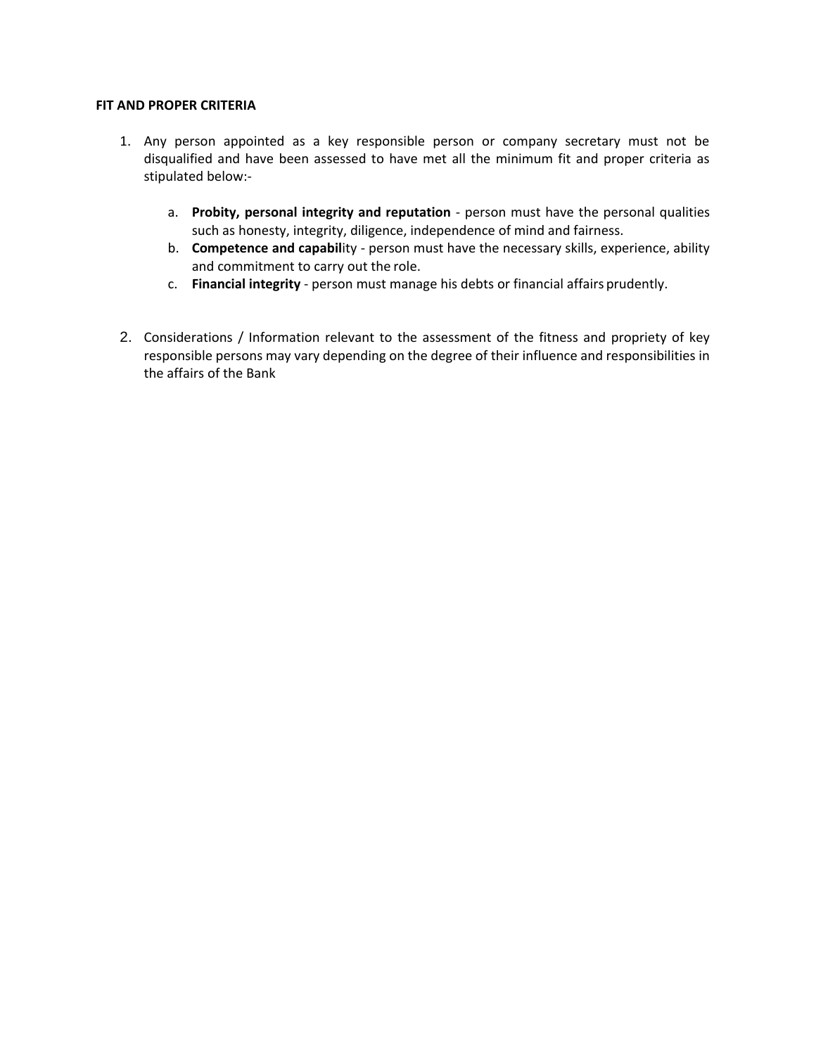**FIT AND PROPER CRITERIA**

1. Any person appointed as a key responsible person or company secretary must not be disqualified and have been assessed to have met all the minimum fit and proper criteria as stipulated below:-

   a. **Probity, personal integrity and reputation** - person must have the personal qualities such as honesty, integrity, diligence, independence of mind and fairness.
   b. **Competence and capabil**ity - person must have the necessary skills, experience, ability and commitment to carry out the role.
   c. **Financial integrity** - person must manage his debts or financial affairs prudently.

2. Considerations / Information relevant to the assessment of the fitness and propriety of key responsible persons may vary depending on the degree of their influence and responsibilities in the affairs of the Bank